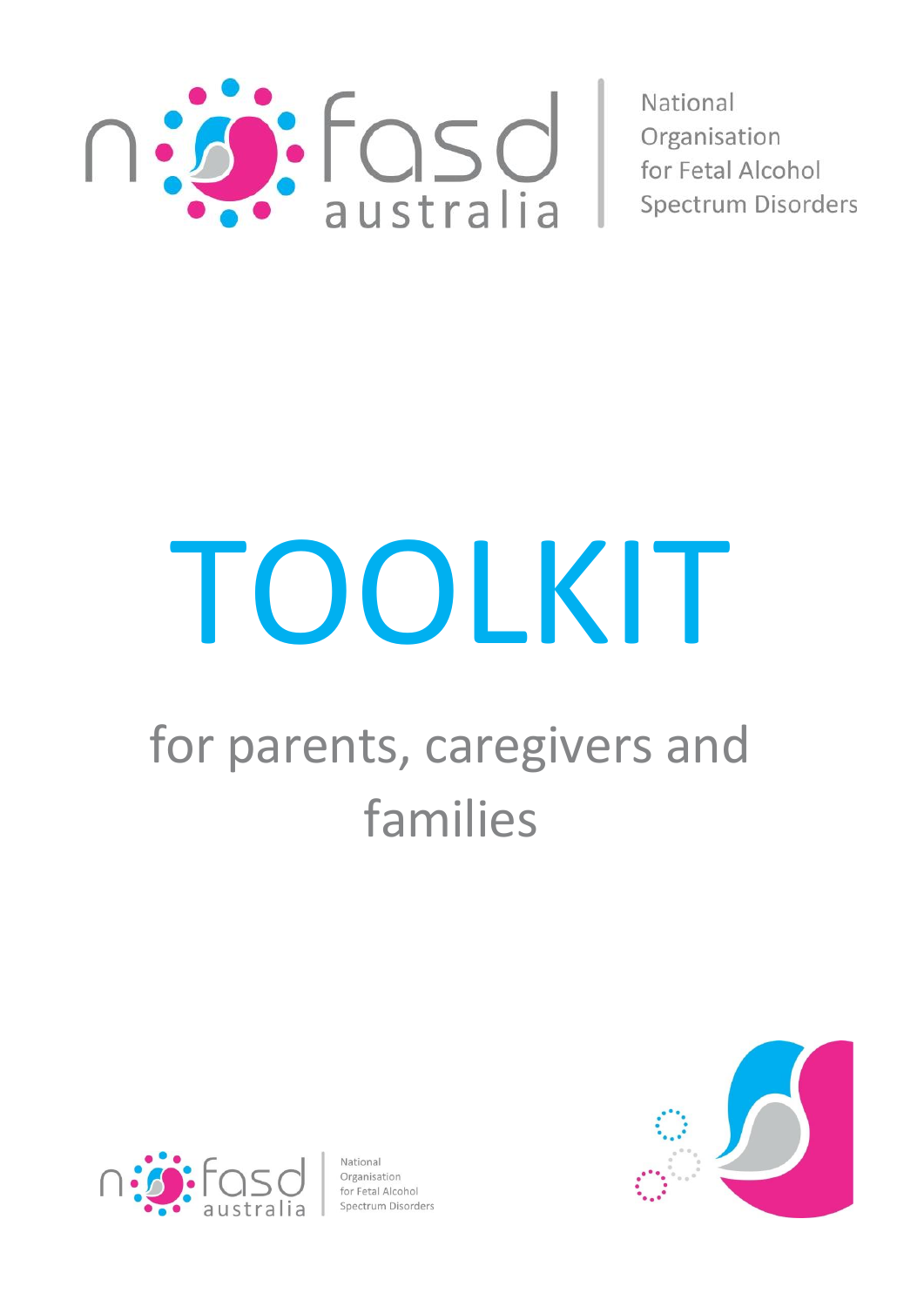nofasd australia

National Organisation for Fetal Alcohol Spectrum Disorders

# TOOLKIT

## for parents, caregivers and families

nofasd australia

National Organisation for Fetal Alcohol Spectrum Disorders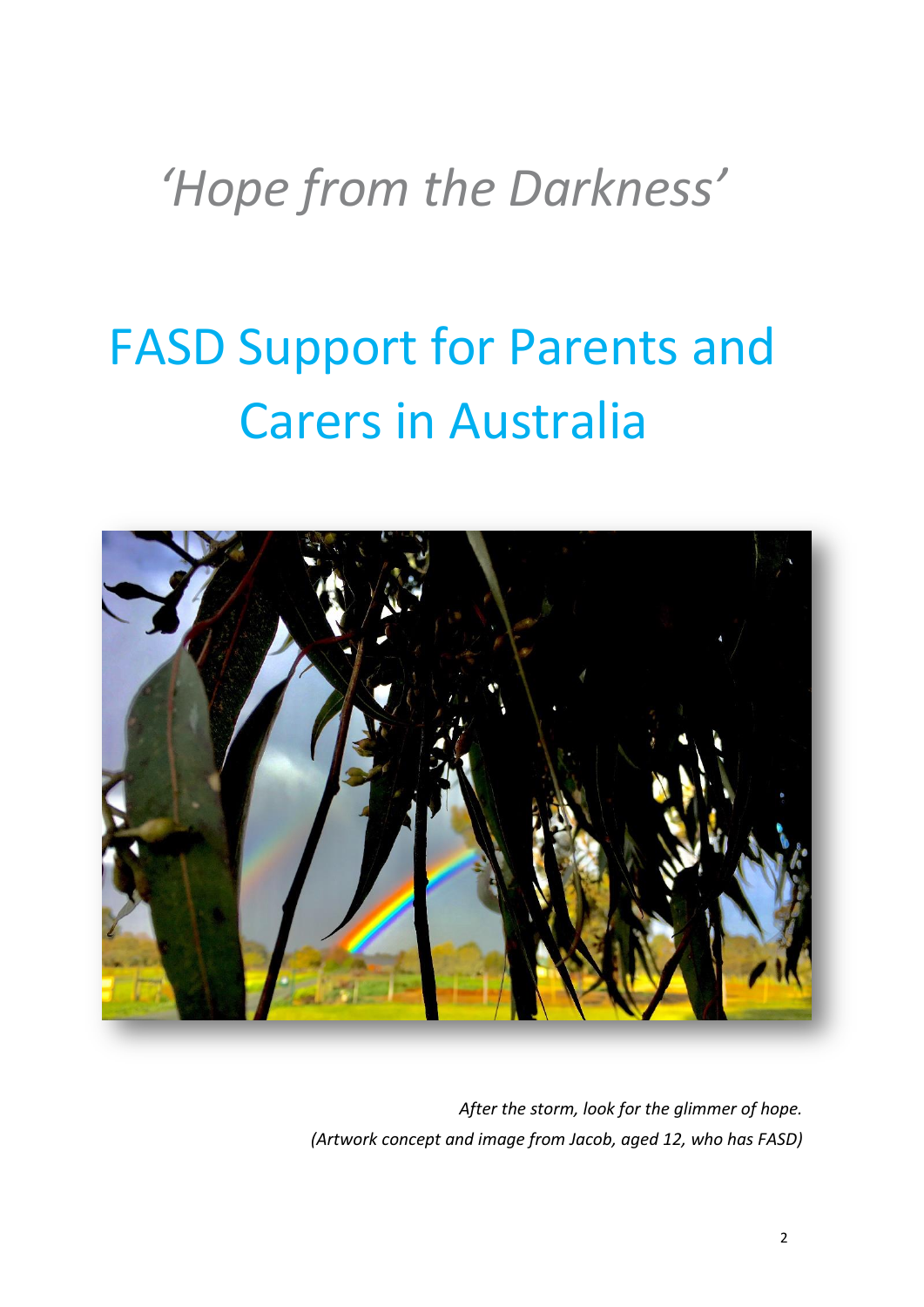*'Hope from the Darkness'*

# FASD Support for Parents and Carers in Australia

*After the storm, look for the glimmer of hope.*
*(Artwork concept and image from Jacob, aged 12, who has FASD)*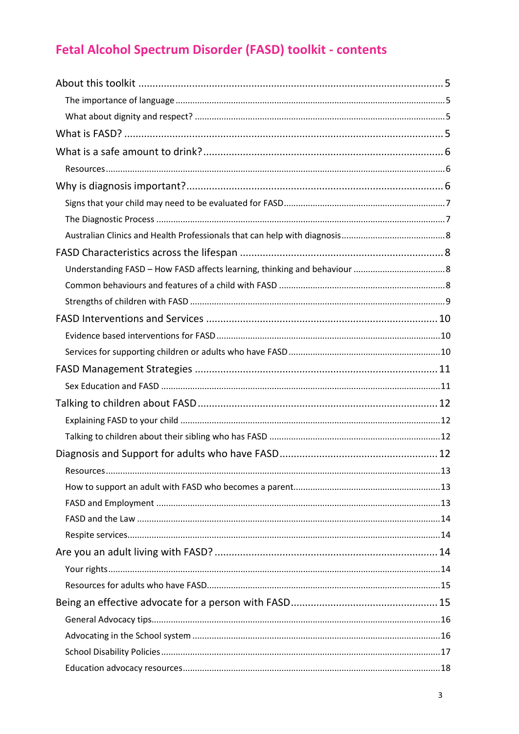# Fetal Alcohol Spectrum Disorder (FASD) toolkit - contents

- About this toolkit ..... 5
  - The importance of language ..... 5
  - What about dignity and respect? ..... 5
- What is FASD? ..... 5
- What is a safe amount to drink? ..... 6
  - Resources ..... 6
- Why is diagnosis important? ..... 6
  - Signs that your child may need to be evaluated for FASD ..... 7
  - The Diagnostic Process ..... 7
  - Australian Clinics and Health Professionals that can help with diagnosis ..... 8
- FASD Characteristics across the lifespan ..... 8
  - Understanding FASD – How FASD affects learning, thinking and behaviour ..... 8
  - Common behaviours and features of a child with FASD ..... 8
  - Strengths of children with FASD ..... 9
- FASD Interventions and Services ..... 10
  - Evidence based interventions for FASD ..... 10
  - Services for supporting children or adults who have FASD ..... 10
- FASD Management Strategies ..... 11
  - Sex Education and FASD ..... 11
- Talking to children about FASD ..... 12
  - Explaining FASD to your child ..... 12
  - Talking to children about their sibling who has FASD ..... 12
- Diagnosis and Support for adults who have FASD ..... 12
  - Resources ..... 13
  - How to support an adult with FASD who becomes a parent ..... 13
  - FASD and Employment ..... 13
  - FASD and the Law ..... 14
  - Respite services ..... 14
- Are you an adult living with FASD? ..... 14
  - Your rights ..... 14
  - Resources for adults who have FASD ..... 15
- Being an effective advocate for a person with FASD ..... 15
  - General Advocacy tips ..... 16
  - Advocating in the School system ..... 16
  - School Disability Policies ..... 17
  - Education advocacy resources ..... 18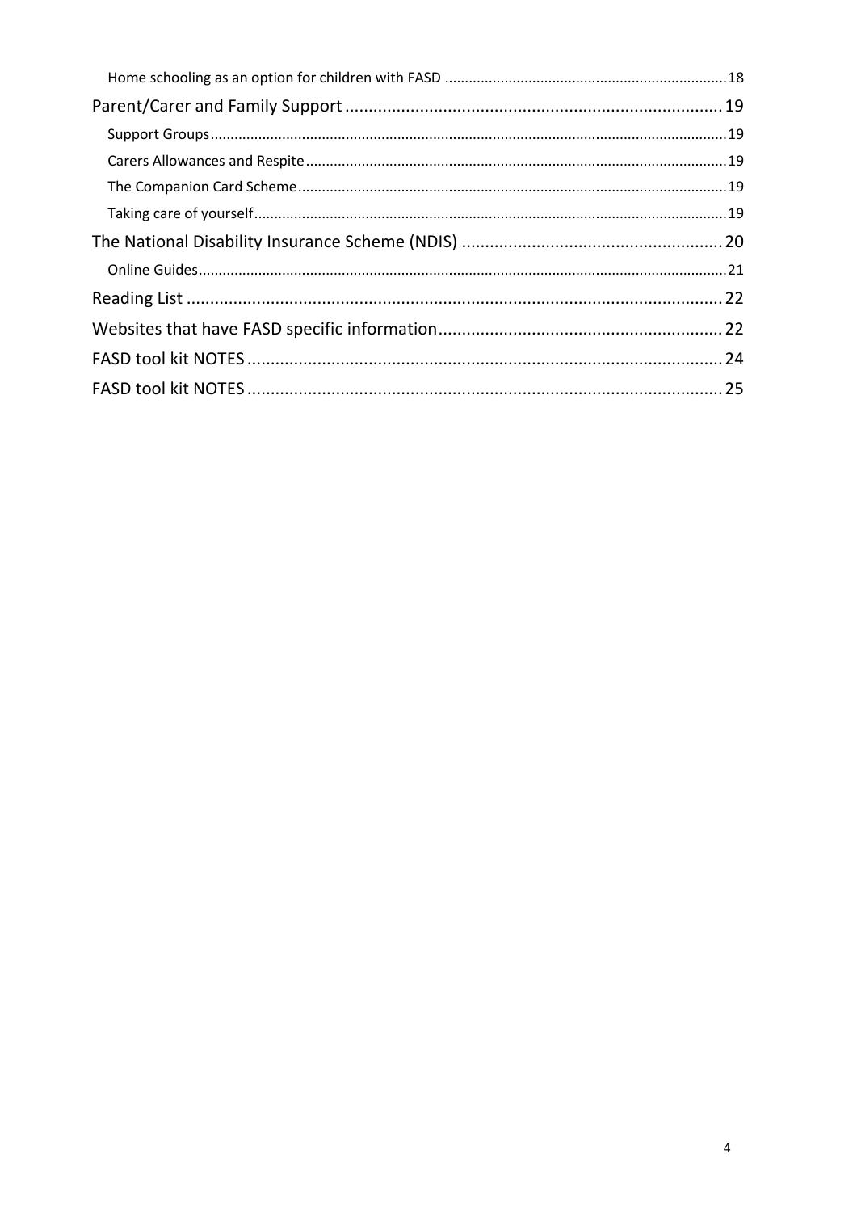Home schooling as an option for children with FASD ...................................................................... 18

Parent/Carer and Family Support ................................................................................ 19

Support Groups ................................................................................................................................ 19

Carers Allowances and Respite ........................................................................................................ 19

The Companion Card Scheme .......................................................................................................... 19

Taking care of yourself ..................................................................................................................... 19

The National Disability Insurance Scheme (NDIS) ........................................................ 20

Online Guides ................................................................................................................................... 21

Reading List ................................................................................................................... 22

Websites that have FASD specific information ............................................................. 22

FASD tool kit NOTES ...................................................................................................... 24

FASD tool kit NOTES ...................................................................................................... 25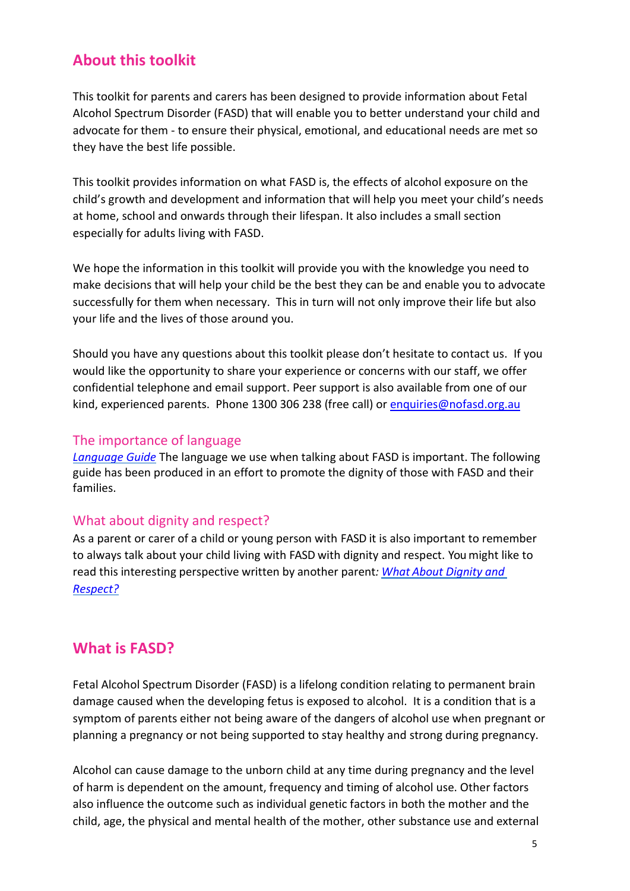## About this toolkit

This toolkit for parents and carers has been designed to provide information about Fetal Alcohol Spectrum Disorder (FASD) that will enable you to better understand your child and advocate for them - to ensure their physical, emotional, and educational needs are met so they have the best life possible.

This toolkit provides information on what FASD is, the effects of alcohol exposure on the child's growth and development and information that will help you meet your child's needs at home, school and onwards through their lifespan. It also includes a small section especially for adults living with FASD.

We hope the information in this toolkit will provide you with the knowledge you need to make decisions that will help your child be the best they can be and enable you to advocate successfully for them when necessary. This in turn will not only improve their life but also your life and the lives of those around you.

Should you have any questions about this toolkit please don't hesitate to contact us. If you would like the opportunity to share your experience or concerns with our staff, we offer confidential telephone and email support. Peer support is also available from one of our kind, experienced parents. Phone 1300 306 238 (free call) or enquiries@nofasd.org.au

### The importance of language

*Language Guide* The language we use when talking about FASD is important. The following guide has been produced in an effort to promote the dignity of those with FASD and their families.

### What about dignity and respect?

As a parent or carer of a child or young person with FASD it is also important to remember to always talk about your child living with FASD with dignity and respect. You might like to read this interesting perspective written by another parent*: What About Dignity and Respect?*

## What is FASD?

Fetal Alcohol Spectrum Disorder (FASD) is a lifelong condition relating to permanent brain damage caused when the developing fetus is exposed to alcohol. It is a condition that is a symptom of parents either not being aware of the dangers of alcohol use when pregnant or planning a pregnancy or not being supported to stay healthy and strong during pregnancy.

Alcohol can cause damage to the unborn child at any time during pregnancy and the level of harm is dependent on the amount, frequency and timing of alcohol use. Other factors also influence the outcome such as individual genetic factors in both the mother and the child, age, the physical and mental health of the mother, other substance use and external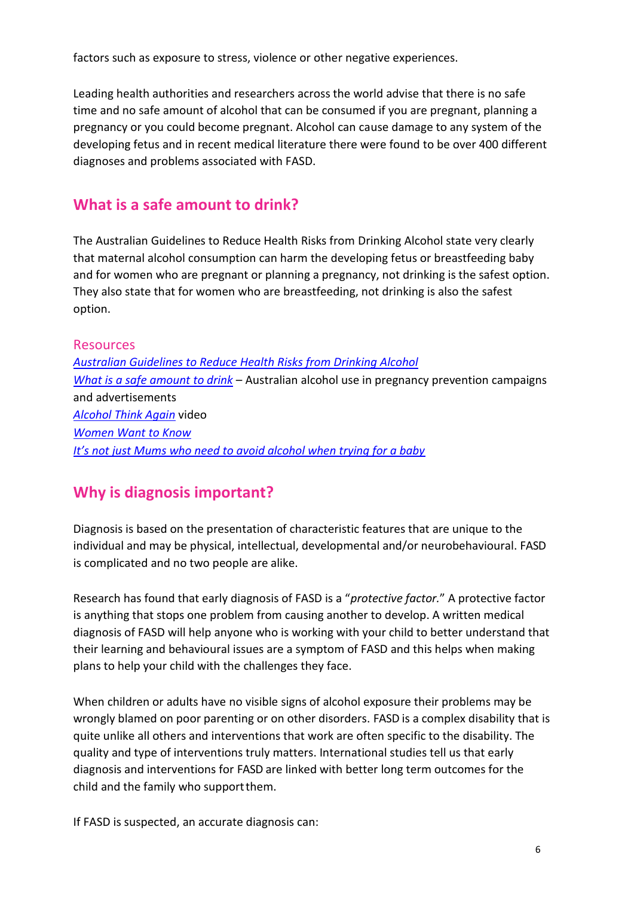factors such as exposure to stress, violence or other negative experiences.

Leading health authorities and researchers across the world advise that there is no safe time and no safe amount of alcohol that can be consumed if you are pregnant, planning a pregnancy or you could become pregnant. Alcohol can cause damage to any system of the developing fetus and in recent medical literature there were found to be over 400 different diagnoses and problems associated with FASD.

## What is a safe amount to drink?

The Australian Guidelines to Reduce Health Risks from Drinking Alcohol state very clearly that maternal alcohol consumption can harm the developing fetus or breastfeeding baby and for women who are pregnant or planning a pregnancy, not drinking is the safest option. They also state that for women who are breastfeeding, not drinking is also the safest option.

### Resources

*Australian Guidelines to Reduce Health Risks from Drinking Alcohol*
*What is a safe amount to drink* – Australian alcohol use in pregnancy prevention campaigns and advertisements
*Alcohol Think Again* video
*Women Want to Know*
*It's not just Mums who need to avoid alcohol when trying for a baby*

## Why is diagnosis important?

Diagnosis is based on the presentation of characteristic features that are unique to the individual and may be physical, intellectual, developmental and/or neurobehavioural. FASD is complicated and no two people are alike.

Research has found that early diagnosis of FASD is a "*protective factor.*" A protective factor is anything that stops one problem from causing another to develop. A written medical diagnosis of FASD will help anyone who is working with your child to better understand that their learning and behavioural issues are a symptom of FASD and this helps when making plans to help your child with the challenges they face.

When children or adults have no visible signs of alcohol exposure their problems may be wrongly blamed on poor parenting or on other disorders. FASD is a complex disability that is quite unlike all others and interventions that work are often specific to the disability. The quality and type of interventions truly matters. International studies tell us that early diagnosis and interventions for FASD are linked with better long term outcomes for the child and the family who support them.

If FASD is suspected, an accurate diagnosis can: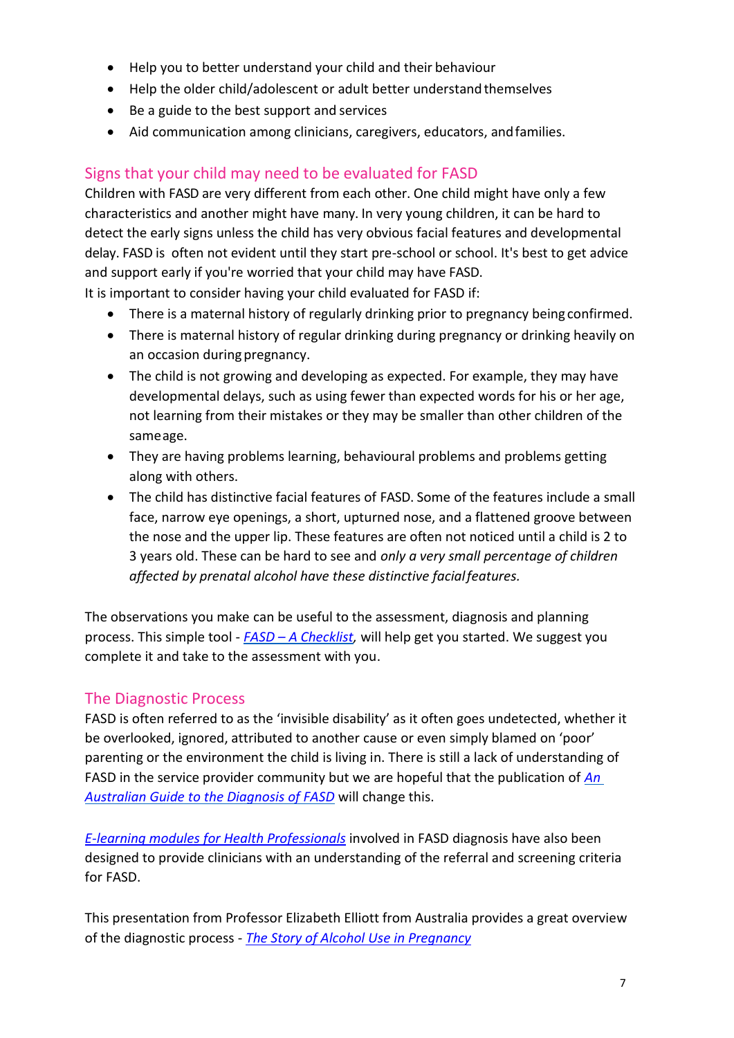- Help you to better understand your child and their behaviour
- Help the older child/adolescent or adult better understand themselves
- Be a guide to the best support and services
- Aid communication among clinicians, caregivers, educators, and families.

## Signs that your child may need to be evaluated for FASD

Children with FASD are very different from each other. One child might have only a few characteristics and another might have many. In very young children, it can be hard to detect the early signs unless the child has very obvious facial features and developmental delay. FASD is often not evident until they start pre-school or school. It's best to get advice and support early if you're worried that your child may have FASD.

It is important to consider having your child evaluated for FASD if:

- There is a maternal history of regularly drinking prior to pregnancy being confirmed.
- There is maternal history of regular drinking during pregnancy or drinking heavily on an occasion during pregnancy.
- The child is not growing and developing as expected. For example, they may have developmental delays, such as using fewer than expected words for his or her age, not learning from their mistakes or they may be smaller than other children of the same age.
- They are having problems learning, behavioural problems and problems getting along with others.
- The child has distinctive facial features of FASD. Some of the features include a small face, narrow eye openings, a short, upturned nose, and a flattened groove between the nose and the upper lip. These features are often not noticed until a child is 2 to 3 years old. These can be hard to see and *only a very small percentage of children affected by prenatal alcohol have these distinctive facial features.*

The observations you make can be useful to the assessment, diagnosis and planning process. This simple tool - *FASD – A Checklist*, will help get you started. We suggest you complete it and take to the assessment with you.

## The Diagnostic Process

FASD is often referred to as the 'invisible disability' as it often goes undetected, whether it be overlooked, ignored, attributed to another cause or even simply blamed on 'poor' parenting or the environment the child is living in. There is still a lack of understanding of FASD in the service provider community but we are hopeful that the publication of *An Australian Guide to the Diagnosis of FASD* will change this.

*E-learning modules for Health Professionals* involved in FASD diagnosis have also been designed to provide clinicians with an understanding of the referral and screening criteria for FASD.

This presentation from Professor Elizabeth Elliott from Australia provides a great overview of the diagnostic process - *The Story of Alcohol Use in Pregnancy*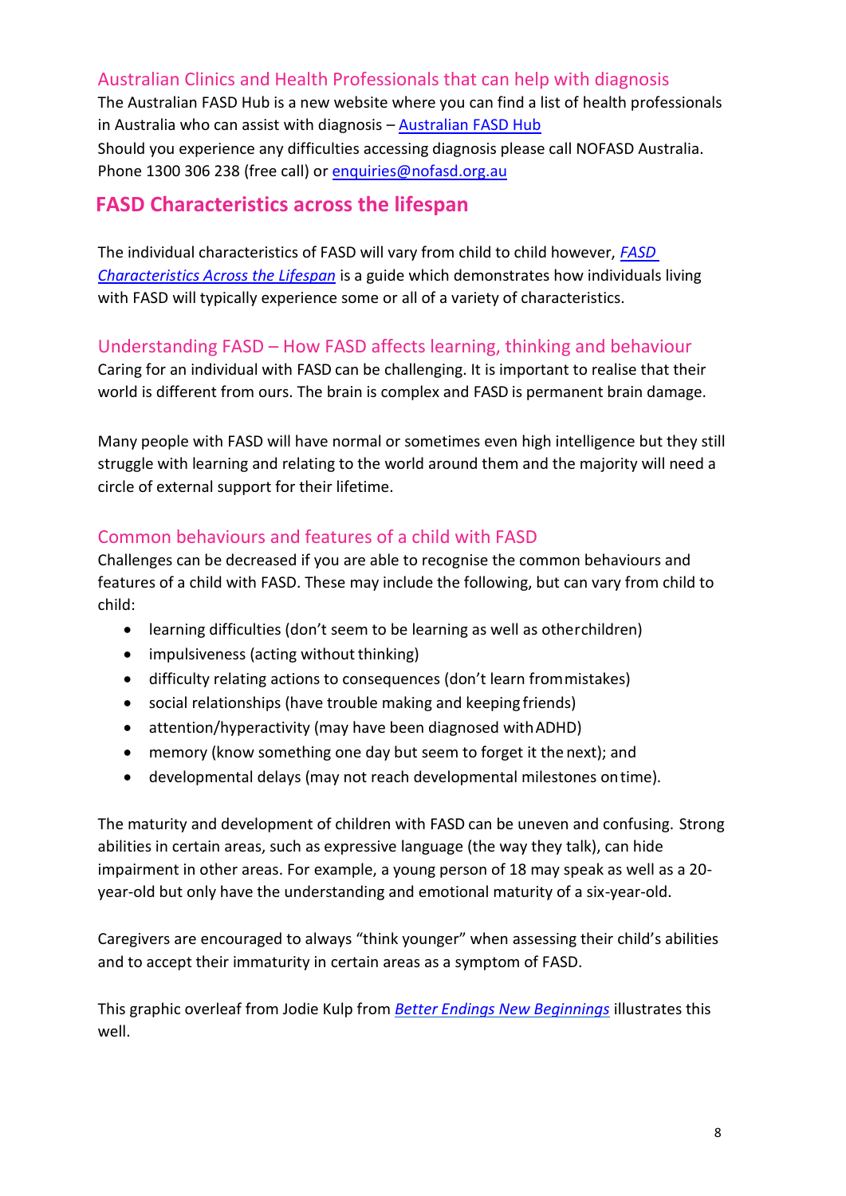### Australian Clinics and Health Professionals that can help with diagnosis

The Australian FASD Hub is a new website where you can find a list of health professionals in Australia who can assist with diagnosis – Australian FASD Hub

Should you experience any difficulties accessing diagnosis please call NOFASD Australia. Phone 1300 306 238 (free call) or enquiries@nofasd.org.au

## FASD Characteristics across the lifespan

The individual characteristics of FASD will vary from child to child however, *FASD Characteristics Across the Lifespan* is a guide which demonstrates how individuals living with FASD will typically experience some or all of a variety of characteristics.

### Understanding FASD – How FASD affects learning, thinking and behaviour

Caring for an individual with FASD can be challenging. It is important to realise that their world is different from ours. The brain is complex and FASD is permanent brain damage.

Many people with FASD will have normal or sometimes even high intelligence but they still struggle with learning and relating to the world around them and the majority will need a circle of external support for their lifetime.

### Common behaviours and features of a child with FASD

Challenges can be decreased if you are able to recognise the common behaviours and features of a child with FASD. These may include the following, but can vary from child to child:

- learning difficulties (don't seem to be learning as well as other children)
- impulsiveness (acting without thinking)
- difficulty relating actions to consequences (don't learn from mistakes)
- social relationships (have trouble making and keeping friends)
- attention/hyperactivity (may have been diagnosed with ADHD)
- memory (know something one day but seem to forget it the next); and
- developmental delays (may not reach developmental milestones on time).

The maturity and development of children with FASD can be uneven and confusing. Strong abilities in certain areas, such as expressive language (the way they talk), can hide impairment in other areas. For example, a young person of 18 may speak as well as a 20-year-old but only have the understanding and emotional maturity of a six-year-old.

Caregivers are encouraged to always "think younger" when assessing their child's abilities and to accept their immaturity in certain areas as a symptom of FASD.

This graphic overleaf from Jodie Kulp from *Better Endings New Beginnings* illustrates this well.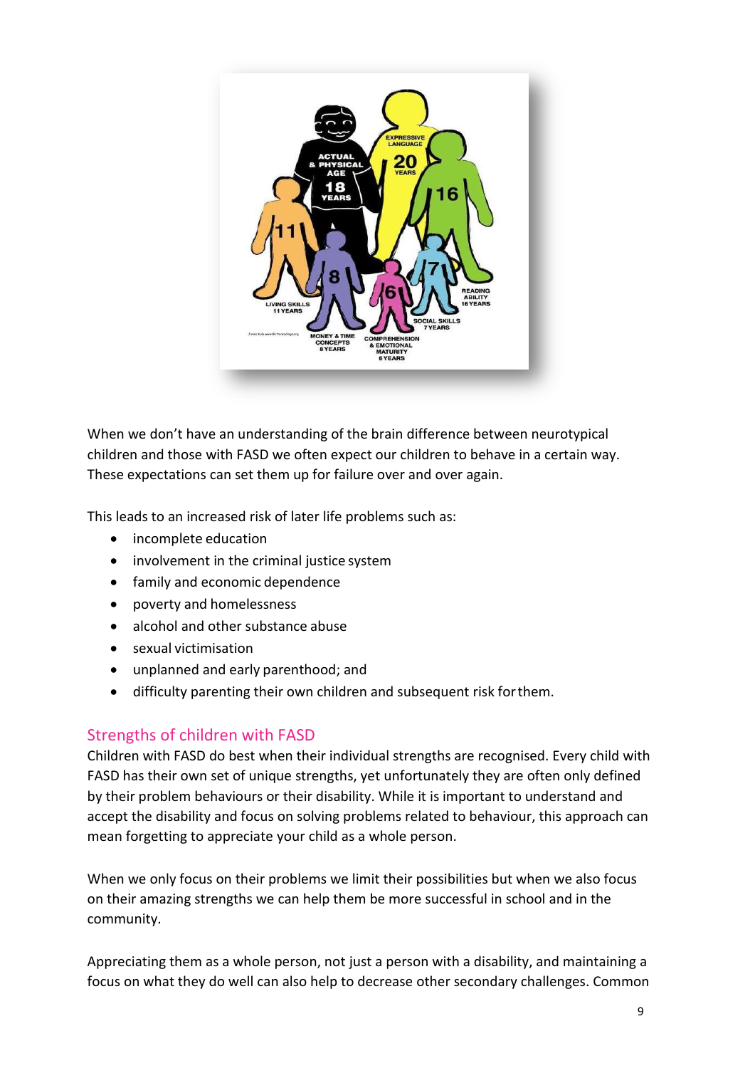When we don't have an understanding of the brain difference between neurotypical children and those with FASD we often expect our children to behave in a certain way. These expectations can set them up for failure over and over again.

This leads to an increased risk of later life problems such as:

- incomplete education
- involvement in the criminal justice system
- family and economic dependence
- poverty and homelessness
- alcohol and other substance abuse
- sexual victimisation
- unplanned and early parenthood; and
- difficulty parenting their own children and subsequent risk for them.

## Strengths of children with FASD

Children with FASD do best when their individual strengths are recognised. Every child with FASD has their own set of unique strengths, yet unfortunately they are often only defined by their problem behaviours or their disability. While it is important to understand and accept the disability and focus on solving problems related to behaviour, this approach can mean forgetting to appreciate your child as a whole person.

When we only focus on their problems we limit their possibilities but when we also focus on their amazing strengths we can help them be more successful in school and in the community.

Appreciating them as a whole person, not just a person with a disability, and maintaining a focus on what they do well can also help to decrease other secondary challenges. Common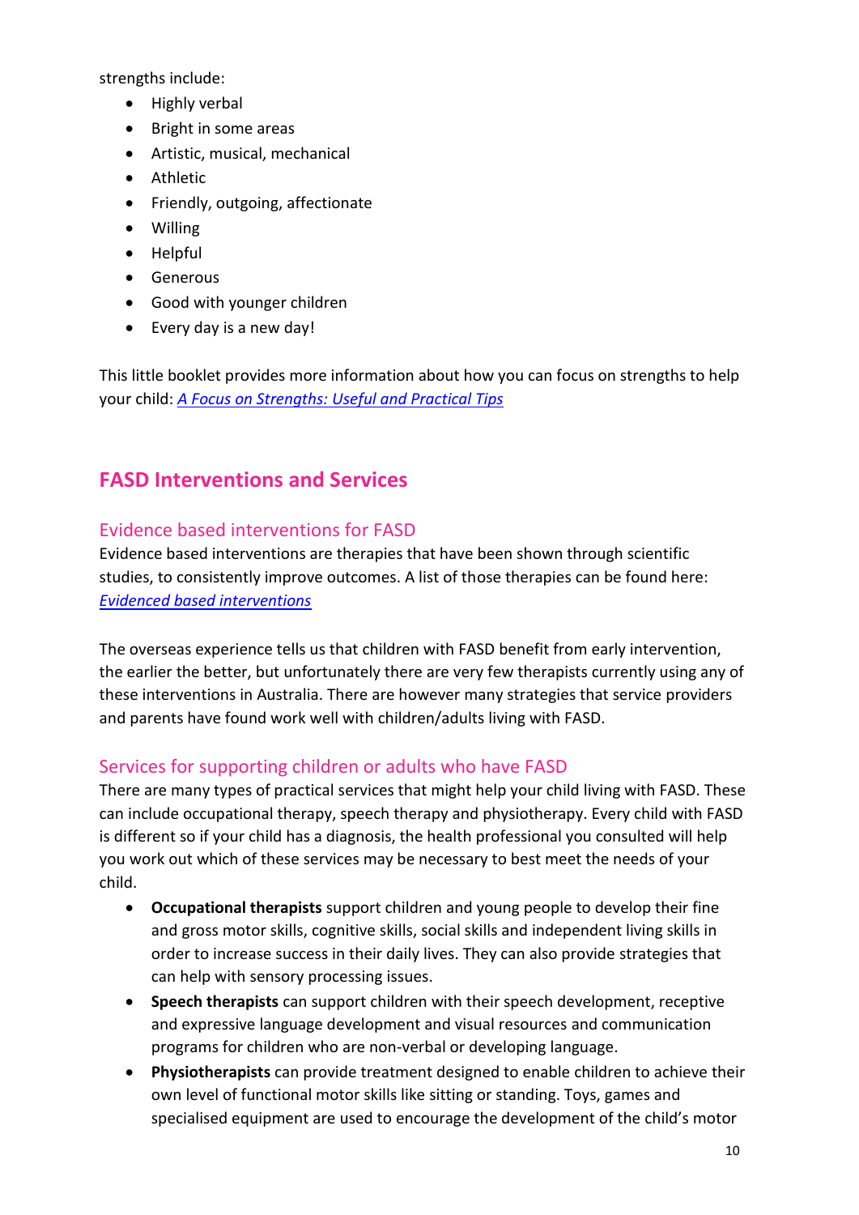strengths include:

- Highly verbal
- Bright in some areas
- Artistic, musical, mechanical
- Athletic
- Friendly, outgoing, affectionate
- Willing
- Helpful
- Generous
- Good with younger children
- Every day is a new day!

This little booklet provides more information about how you can focus on strengths to help your child: *A Focus on Strengths: Useful and Practical Tips*

## FASD Interventions and Services

### Evidence based interventions for FASD

Evidence based interventions are therapies that have been shown through scientific studies, to consistently improve outcomes. A list of those therapies can be found here: *Evidenced based interventions*

The overseas experience tells us that children with FASD benefit from early intervention, the earlier the better, but unfortunately there are very few therapists currently using any of these interventions in Australia. There are however many strategies that service providers and parents have found work well with children/adults living with FASD.

### Services for supporting children or adults who have FASD

There are many types of practical services that might help your child living with FASD. These can include occupational therapy, speech therapy and physiotherapy. Every child with FASD is different so if your child has a diagnosis, the health professional you consulted will help you work out which of these services may be necessary to best meet the needs of your child.

- **Occupational therapists** support children and young people to develop their fine and gross motor skills, cognitive skills, social skills and independent living skills in order to increase success in their daily lives. They can also provide strategies that can help with sensory processing issues.
- **Speech therapists** can support children with their speech development, receptive and expressive language development and visual resources and communication programs for children who are non-verbal or developing language.
- **Physiotherapists** can provide treatment designed to enable children to achieve their own level of functional motor skills like sitting or standing. Toys, games and specialised equipment are used to encourage the development of the child's motor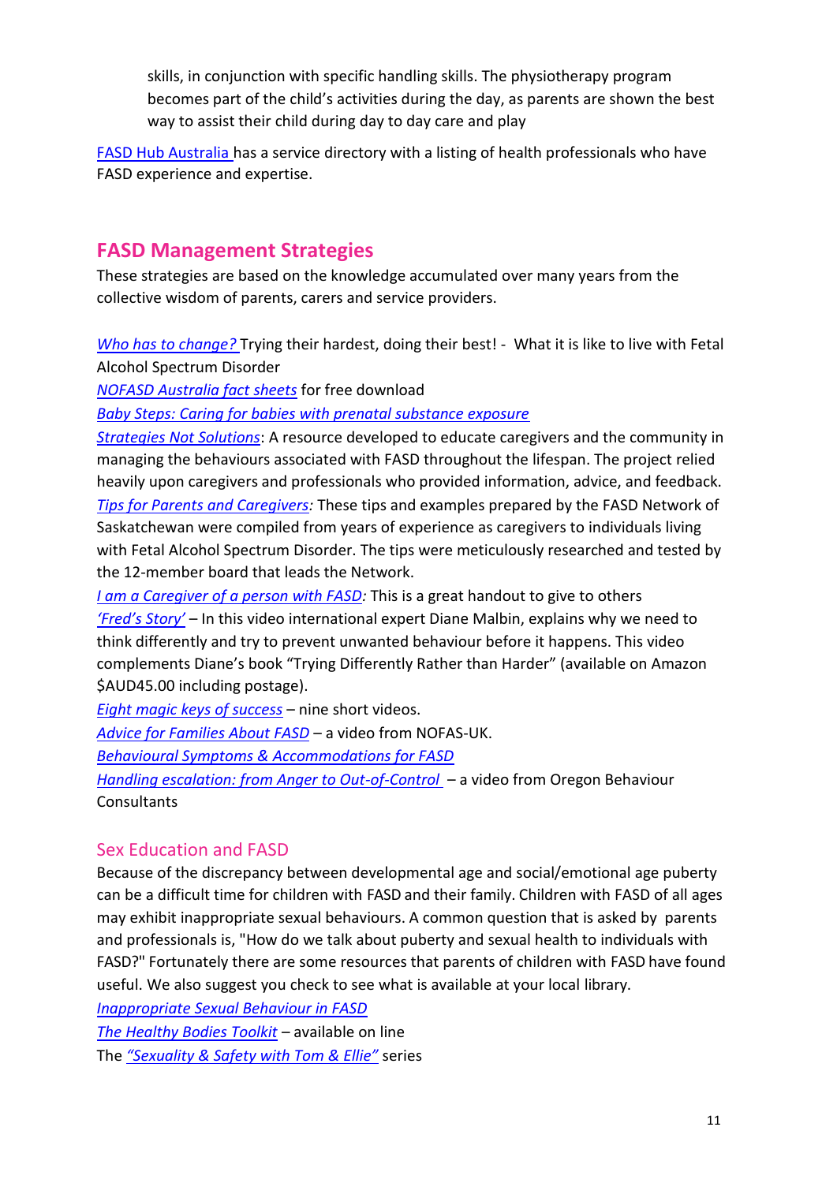skills, in conjunction with specific handling skills. The physiotherapy program becomes part of the child's activities during the day, as parents are shown the best way to assist their child during day to day care and play

FASD Hub Australia has a service directory with a listing of health professionals who have FASD experience and expertise.

## FASD Management Strategies

These strategies are based on the knowledge accumulated over many years from the collective wisdom of parents, carers and service providers.

*Who has to change?* Trying their hardest, doing their best! - What it is like to live with Fetal Alcohol Spectrum Disorder

*NOFASD Australia fact sheets* for free download

*Baby Steps: Caring for babies with prenatal substance exposure*

*Strategies Not Solutions*: A resource developed to educate caregivers and the community in managing the behaviours associated with FASD throughout the lifespan. The project relied heavily upon caregivers and professionals who provided information, advice, and feedback.

*Tips for Parents and Caregivers:* These tips and examples prepared by the FASD Network of Saskatchewan were compiled from years of experience as caregivers to individuals living with Fetal Alcohol Spectrum Disorder. The tips were meticulously researched and tested by the 12-member board that leads the Network.

*I am a Caregiver of a person with FASD:* This is a great handout to give to others

*'Fred's Story'* – In this video international expert Diane Malbin, explains why we need to think differently and try to prevent unwanted behaviour before it happens. This video complements Diane's book "Trying Differently Rather than Harder" (available on Amazon $AUD45.00 including postage).

*Eight magic keys of success* – nine short videos.

*Advice for Families About FASD* – a video from NOFAS-UK.

*Behavioural Symptoms & Accommodations for FASD*

*Handling escalation: from Anger to Out-of-Control* – a video from Oregon Behaviour Consultants

### Sex Education and FASD

Because of the discrepancy between developmental age and social/emotional age puberty can be a difficult time for children with FASD and their family. Children with FASD of all ages may exhibit inappropriate sexual behaviours. A common question that is asked by parents and professionals is, "How do we talk about puberty and sexual health to individuals with FASD?" Fortunately there are some resources that parents of children with FASD have found useful. We also suggest you check to see what is available at your local library.

*Inappropriate Sexual Behaviour in FASD*

*The Healthy Bodies Toolkit* – available on line

The *"Sexuality & Safety with Tom & Ellie"* series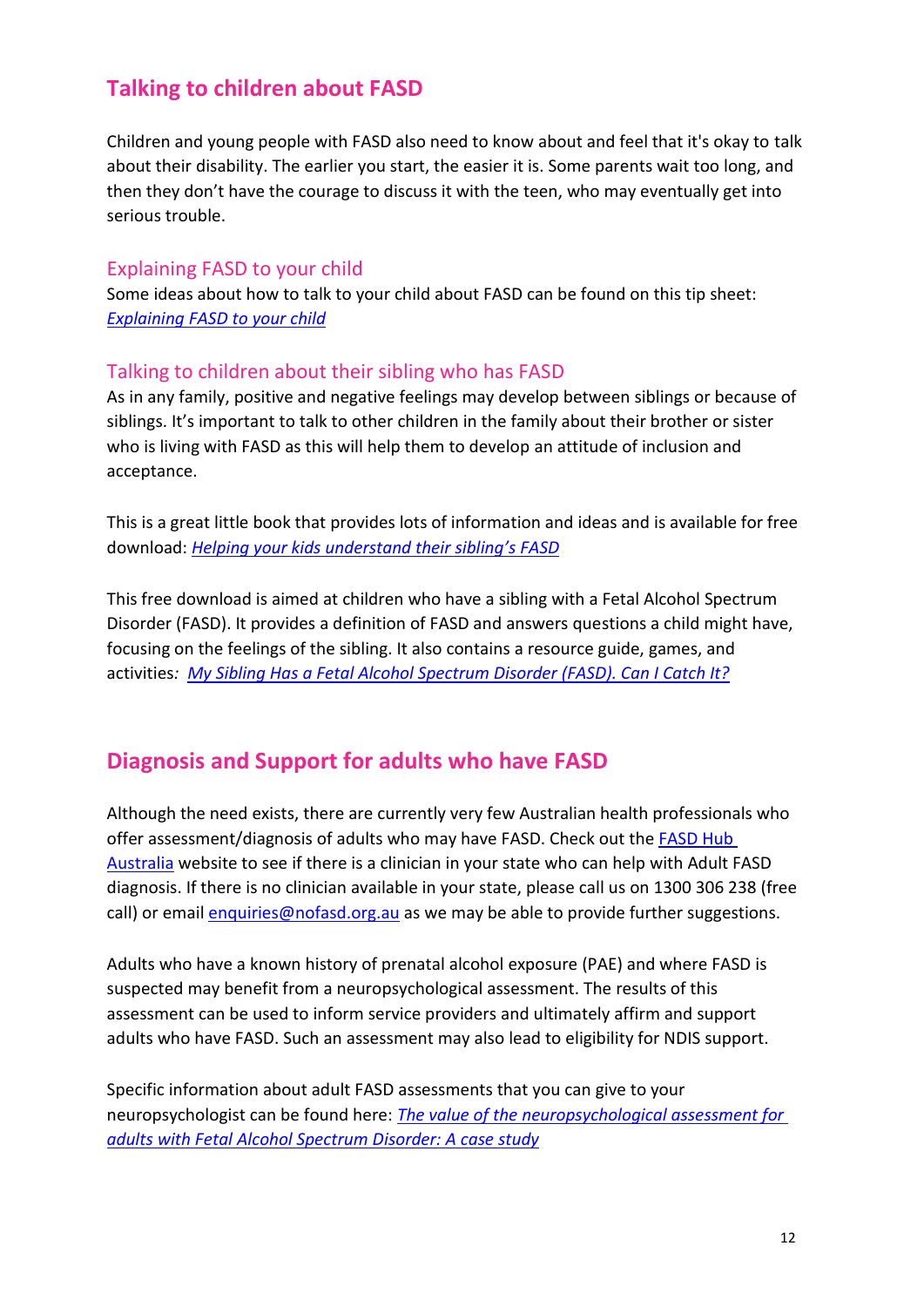## Talking to children about FASD

Children and young people with FASD also need to know about and feel that it's okay to talk about their disability. The earlier you start, the easier it is. Some parents wait too long, and then they don't have the courage to discuss it with the teen, who may eventually get into serious trouble.

### Explaining FASD to your child

Some ideas about how to talk to your child about FASD can be found on this tip sheet: *Explaining FASD to your child*

### Talking to children about their sibling who has FASD

As in any family, positive and negative feelings may develop between siblings or because of siblings. It's important to talk to other children in the family about their brother or sister who is living with FASD as this will help them to develop an attitude of inclusion and acceptance.

This is a great little book that provides lots of information and ideas and is available for free download: *Helping your kids understand their sibling's FASD*

This free download is aimed at children who have a sibling with a Fetal Alcohol Spectrum Disorder (FASD). It provides a definition of FASD and answers questions a child might have, focusing on the feelings of the sibling. It also contains a resource guide, games, and activities: *My Sibling Has a Fetal Alcohol Spectrum Disorder (FASD). Can I Catch It?*

## Diagnosis and Support for adults who have FASD

Although the need exists, there are currently very few Australian health professionals who offer assessment/diagnosis of adults who may have FASD. Check out the FASD Hub Australia website to see if there is a clinician in your state who can help with Adult FASD diagnosis. If there is no clinician available in your state, please call us on 1300 306 238 (free call) or email enquiries@nofasd.org.au as we may be able to provide further suggestions.

Adults who have a known history of prenatal alcohol exposure (PAE) and where FASD is suspected may benefit from a neuropsychological assessment. The results of this assessment can be used to inform service providers and ultimately affirm and support adults who have FASD. Such an assessment may also lead to eligibility for NDIS support.

Specific information about adult FASD assessments that you can give to your neuropsychologist can be found here: *The value of the neuropsychological assessment for adults with Fetal Alcohol Spectrum Disorder: A case study*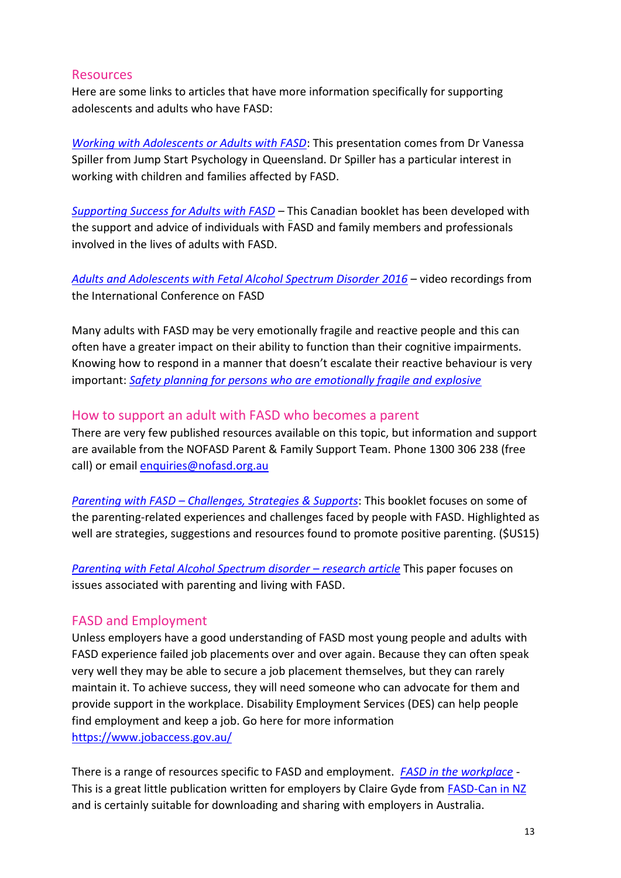## Resources

Here are some links to articles that have more information specifically for supporting adolescents and adults who have FASD:

*Working with Adolescents or Adults with FASD*: This presentation comes from Dr Vanessa Spiller from Jump Start Psychology in Queensland. Dr Spiller has a particular interest in working with children and families affected by FASD.

*Supporting Success for Adults with FASD* – This Canadian booklet has been developed with the support and advice of individuals with FASD and family members and professionals involved in the lives of adults with FASD.

*Adults and Adolescents with Fetal Alcohol Spectrum Disorder 2016* – video recordings from the International Conference on FASD

Many adults with FASD may be very emotionally fragile and reactive people and this can often have a greater impact on their ability to function than their cognitive impairments. Knowing how to respond in a manner that doesn't escalate their reactive behaviour is very important: *Safety planning for persons who are emotionally fragile and explosive*

## How to support an adult with FASD who becomes a parent

There are very few published resources available on this topic, but information and support are available from the NOFASD Parent & Family Support Team. Phone 1300 306 238 (free call) or email enquiries@nofasd.org.au

*Parenting with FASD – Challenges, Strategies & Supports*: This booklet focuses on some of the parenting-related experiences and challenges faced by people with FASD. Highlighted as well are strategies, suggestions and resources found to promote positive parenting. ($US15)

*Parenting with Fetal Alcohol Spectrum disorder – research article* This paper focuses on issues associated with parenting and living with FASD.

## FASD and Employment

Unless employers have a good understanding of FASD most young people and adults with FASD experience failed job placements over and over again. Because they can often speak very well they may be able to secure a job placement themselves, but they can rarely maintain it. To achieve success, they will need someone who can advocate for them and provide support in the workplace. Disability Employment Services (DES) can help people find employment and keep a job. Go here for more information https://www.jobaccess.gov.au/

There is a range of resources specific to FASD and employment. *FASD in the workplace* - This is a great little publication written for employers by Claire Gyde from FASD-Can in NZ and is certainly suitable for downloading and sharing with employers in Australia.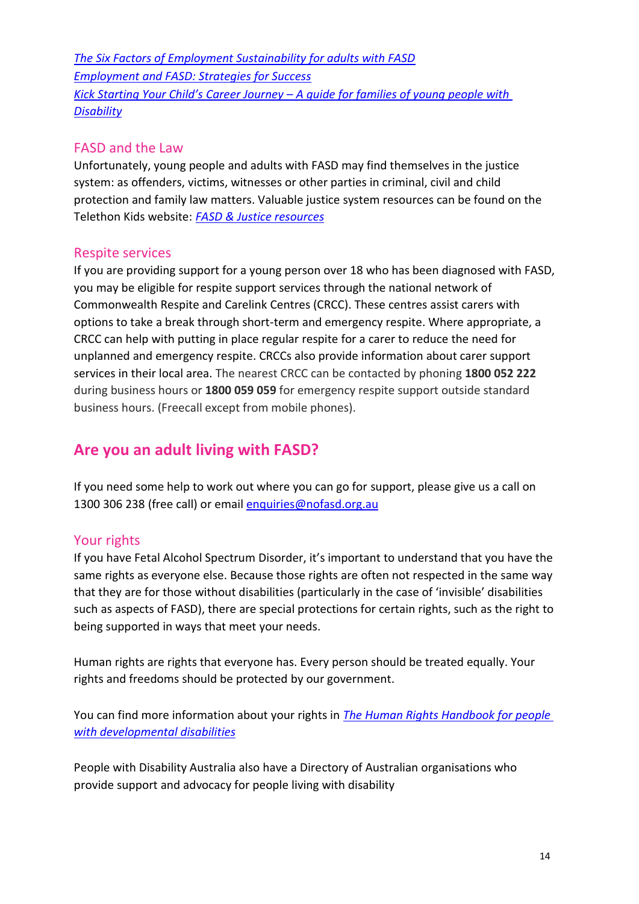*The Six Factors of Employment Sustainability for adults with FASD*
*Employment and FASD: Strategies for Success*
*Kick Starting Your Child's Career Journey – A guide for families of young people with Disability*

### FASD and the Law

Unfortunately, young people and adults with FASD may find themselves in the justice system: as offenders, victims, witnesses or other parties in criminal, civil and child protection and family law matters. Valuable justice system resources can be found on the Telethon Kids website: *FASD & Justice resources*

### Respite services

If you are providing support for a young person over 18 who has been diagnosed with FASD, you may be eligible for respite support services through the national network of Commonwealth Respite and Carelink Centres (CRCC). These centres assist carers with options to take a break through short-term and emergency respite. Where appropriate, a CRCC can help with putting in place regular respite for a carer to reduce the need for unplanned and emergency respite. CRCCs also provide information about carer support services in their local area. The nearest CRCC can be contacted by phoning **1800 052 222** during business hours or **1800 059 059** for emergency respite support outside standard business hours. (Freecall except from mobile phones).

## Are you an adult living with FASD?

If you need some help to work out where you can go for support, please give us a call on 1300 306 238 (free call) or email enquiries@nofasd.org.au

### Your rights

If you have Fetal Alcohol Spectrum Disorder, it's important to understand that you have the same rights as everyone else. Because those rights are often not respected in the same way that they are for those without disabilities (particularly in the case of 'invisible' disabilities such as aspects of FASD), there are special protections for certain rights, such as the right to being supported in ways that meet your needs.

Human rights are rights that everyone has. Every person should be treated equally. Your rights and freedoms should be protected by our government.

You can find more information about your rights in *The Human Rights Handbook for people with developmental disabilities*

People with Disability Australia also have a Directory of Australian organisations who provide support and advocacy for people living with disability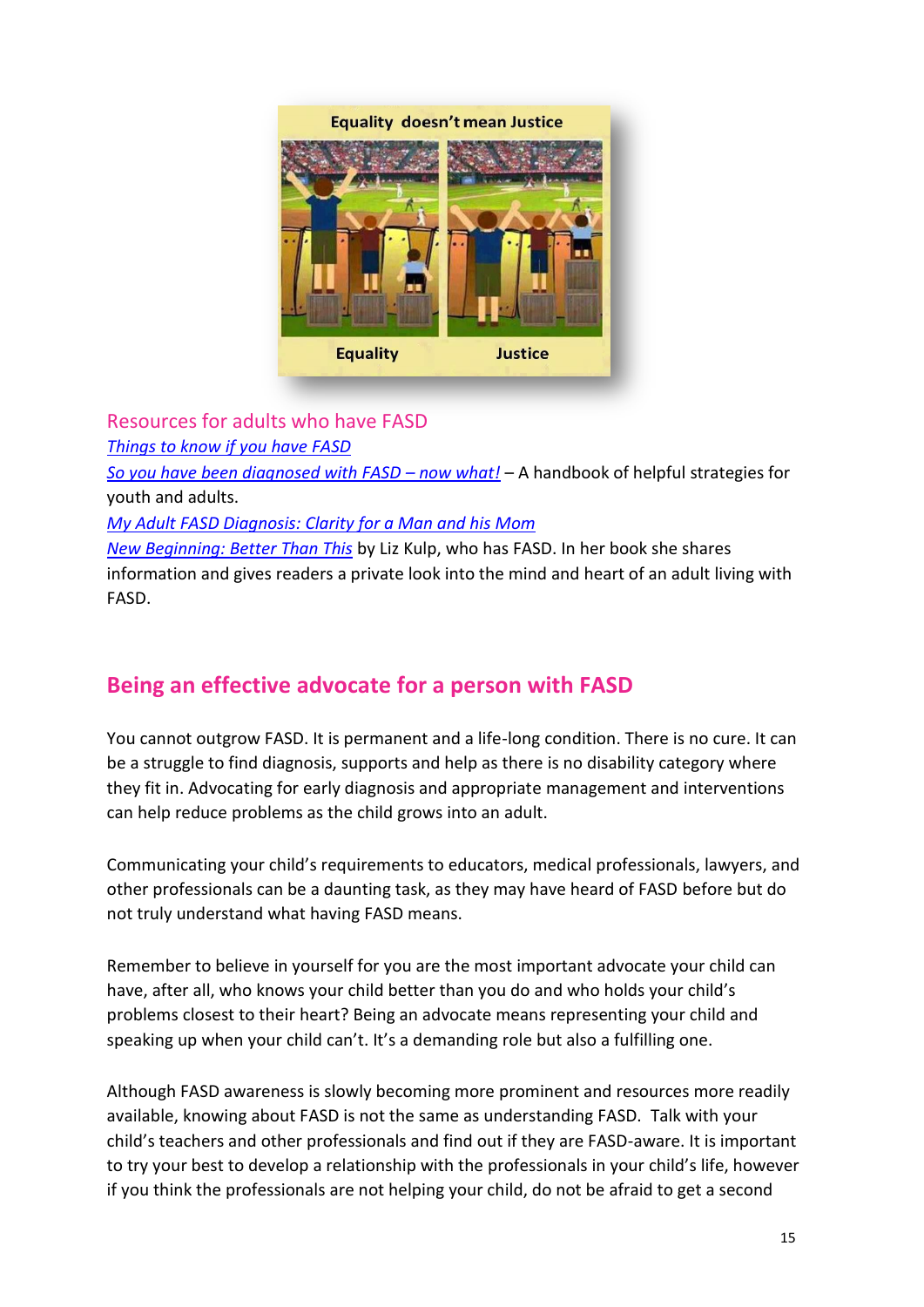## Resources for adults who have FASD

*Things to know if you have FASD*

*So you have been diagnosed with FASD – now what!* – A handbook of helpful strategies for youth and adults.

*My Adult FASD Diagnosis: Clarity for a Man and his Mom*

*New Beginning: Better Than This* by Liz Kulp, who has FASD. In her book she shares information and gives readers a private look into the mind and heart of an adult living with FASD.

## Being an effective advocate for a person with FASD

You cannot outgrow FASD. It is permanent and a life-long condition. There is no cure. It can be a struggle to find diagnosis, supports and help as there is no disability category where they fit in. Advocating for early diagnosis and appropriate management and interventions can help reduce problems as the child grows into an adult.

Communicating your child's requirements to educators, medical professionals, lawyers, and other professionals can be a daunting task, as they may have heard of FASD before but do not truly understand what having FASD means.

Remember to believe in yourself for you are the most important advocate your child can have, after all, who knows your child better than you do and who holds your child's problems closest to their heart? Being an advocate means representing your child and speaking up when your child can't. It's a demanding role but also a fulfilling one.

Although FASD awareness is slowly becoming more prominent and resources more readily available, knowing about FASD is not the same as understanding FASD. Talk with your child's teachers and other professionals and find out if they are FASD-aware. It is important to try your best to develop a relationship with the professionals in your child's life, however if you think the professionals are not helping your child, do not be afraid to get a second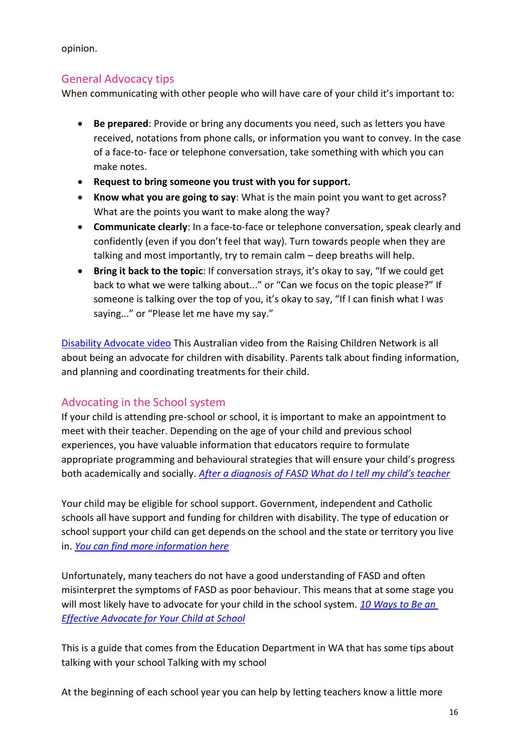opinion.

## General Advocacy tips

When communicating with other people who will have care of your child it's important to:

- **Be prepared**: Provide or bring any documents you need, such as letters you have received, notations from phone calls, or information you want to convey. In the case of a face-to- face or telephone conversation, take something with which you can make notes.
- **Request to bring someone you trust with you for support.**
- **Know what you are going to say**: What is the main point you want to get across? What are the points you want to make along the way?
- **Communicate clearly**: In a face-to-face or telephone conversation, speak clearly and confidently (even if you don't feel that way). Turn towards people when they are talking and most importantly, try to remain calm – deep breaths will help.
- **Bring it back to the topic**: If conversation strays, it's okay to say, "If we could get back to what we were talking about..." or "Can we focus on the topic please?" If someone is talking over the top of you, it's okay to say, "If I can finish what I was saying..." or "Please let me have my say."

Disability Advocate video This Australian video from the Raising Children Network is all about being an advocate for children with disability. Parents talk about finding information, and planning and coordinating treatments for their child.

## Advocating in the School system

If your child is attending pre-school or school, it is important to make an appointment to meet with their teacher. Depending on the age of your child and previous school experiences, you have valuable information that educators require to formulate appropriate programming and behavioural strategies that will ensure your child's progress both academically and socially. *After a diagnosis of FASD What do I tell my child's teacher*

Your child may be eligible for school support. Government, independent and Catholic schools all have support and funding for children with disability. The type of education or school support your child can get depends on the school and the state or territory you live in. *You can find more information here*

Unfortunately, many teachers do not have a good understanding of FASD and often misinterpret the symptoms of FASD as poor behaviour. This means that at some stage you will most likely have to advocate for your child in the school system. *10 Ways to Be an Effective Advocate for Your Child at School*

This is a guide that comes from the Education Department in WA that has some tips about talking with your school Talking with my school

At the beginning of each school year you can help by letting teachers know a little more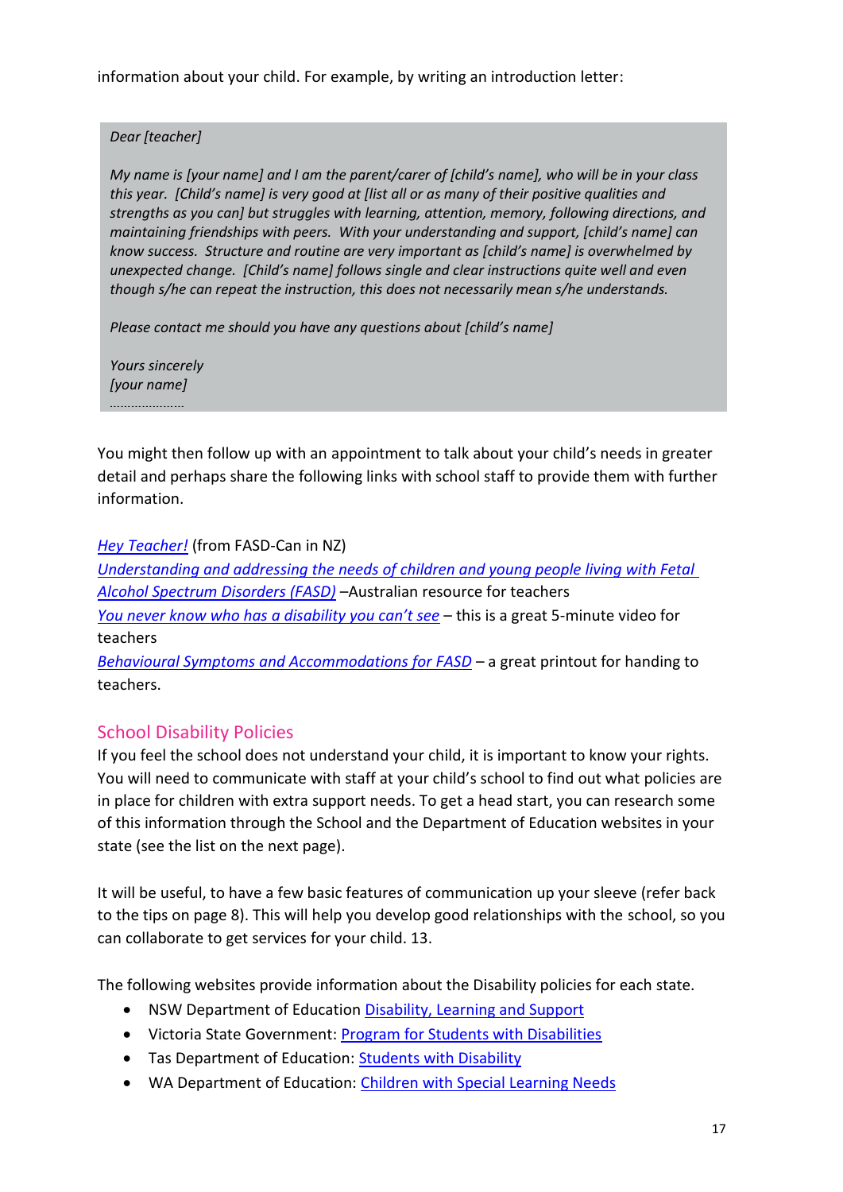information about your child. For example, by writing an introduction letter:

> *Dear [teacher]*
>
> *My name is [your name] and I am the parent/carer of [child's name], who will be in your class this year. [Child's name] is very good at [list all or as many of their positive qualities and strengths as you can] but struggles with learning, attention, memory, following directions, and maintaining friendships with peers. With your understanding and support, [child's name] can know success. Structure and routine are very important as [child's name] is overwhelmed by unexpected change. [Child's name] follows single and clear instructions quite well and even though s/he can repeat the instruction, this does not necessarily mean s/he understands.*
>
> *Please contact me should you have any questions about [child's name]*
>
> *Yours sincerely*
> *[your name]*
> …………………

You might then follow up with an appointment to talk about your child's needs in greater detail and perhaps share the following links with school staff to provide them with further information.

*Hey Teacher!* (from FASD-Can in NZ)
*Understanding and addressing the needs of children and young people living with Fetal Alcohol Spectrum Disorders (FASD)* –Australian resource for teachers
*You never know who has a disability you can't see* – this is a great 5-minute video for teachers
*Behavioural Symptoms and Accommodations for FASD* – a great printout for handing to teachers.

## School Disability Policies

If you feel the school does not understand your child, it is important to know your rights. You will need to communicate with staff at your child's school to find out what policies are in place for children with extra support needs. To get a head start, you can research some of this information through the School and the Department of Education websites in your state (see the list on the next page).

It will be useful, to have a few basic features of communication up your sleeve (refer back to the tips on page 8). This will help you develop good relationships with the school, so you can collaborate to get services for your child. 13.

The following websites provide information about the Disability policies for each state.

- NSW Department of Education Disability, Learning and Support
- Victoria State Government: Program for Students with Disabilities
- Tas Department of Education: Students with Disability
- WA Department of Education: Children with Special Learning Needs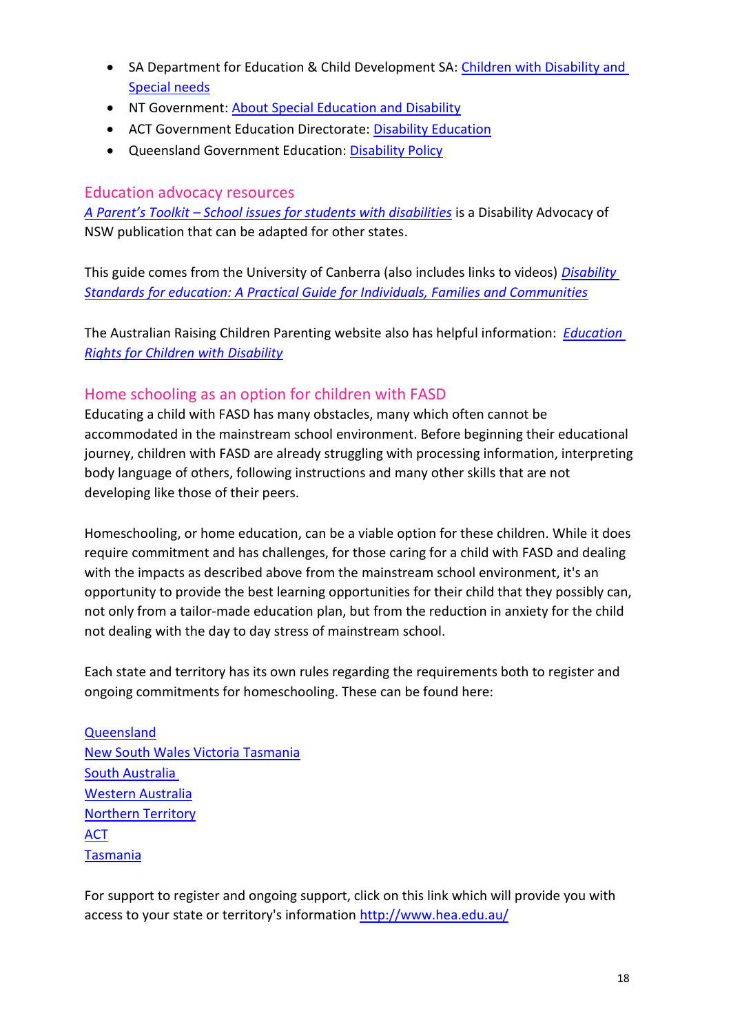- SA Department for Education & Child Development SA: Children with Disability and Special needs
- NT Government: About Special Education and Disability
- ACT Government Education Directorate: Disability Education
- Queensland Government Education: Disability Policy

## Education advocacy resources

*A Parent's Toolkit – School issues for students with disabilities* is a Disability Advocacy of NSW publication that can be adapted for other states.

This guide comes from the University of Canberra (also includes links to videos) *Disability Standards for education: A Practical Guide for Individuals, Families and Communities*

The Australian Raising Children Parenting website also has helpful information: *Education Rights for Children with Disability*

## Home schooling as an option for children with FASD

Educating a child with FASD has many obstacles, many which often cannot be accommodated in the mainstream school environment. Before beginning their educational journey, children with FASD are already struggling with processing information, interpreting body language of others, following instructions and many other skills that are not developing like those of their peers.

Homeschooling, or home education, can be a viable option for these children. While it does require commitment and has challenges, for those caring for a child with FASD and dealing with the impacts as described above from the mainstream school environment, it's an opportunity to provide the best learning opportunities for their child that they possibly can, not only from a tailor-made education plan, but from the reduction in anxiety for the child not dealing with the day to day stress of mainstream school.

Each state and territory has its own rules regarding the requirements both to register and ongoing commitments for homeschooling. These can be found here:

Queensland
New South Wales Victoria Tasmania
South Australia
Western Australia
Northern Territory
ACT
Tasmania

For support to register and ongoing support, click on this link which will provide you with access to your state or territory's information http://www.hea.edu.au/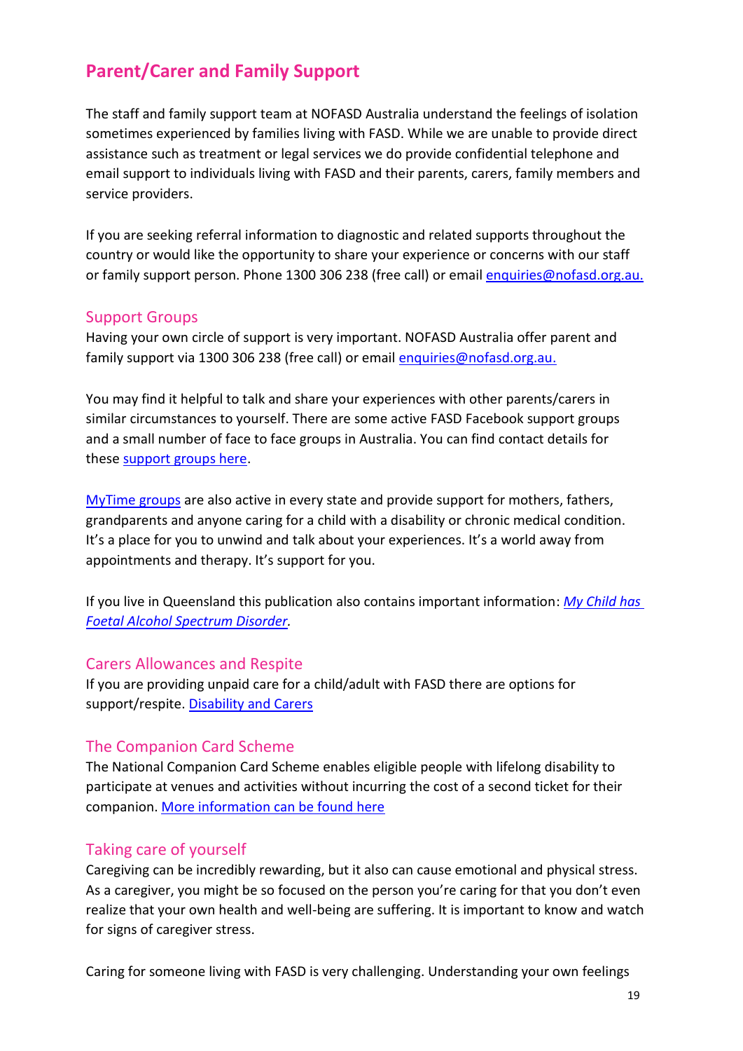## Parent/Carer and Family Support

The staff and family support team at NOFASD Australia understand the feelings of isolation sometimes experienced by families living with FASD. While we are unable to provide direct assistance such as treatment or legal services we do provide confidential telephone and email support to individuals living with FASD and their parents, carers, family members and service providers.

If you are seeking referral information to diagnostic and related supports throughout the country or would like the opportunity to share your experience or concerns with our staff or family support person. Phone 1300 306 238 (free call) or email enquiries@nofasd.org.au.

### Support Groups

Having your own circle of support is very important. NOFASD Australia offer parent and family support via 1300 306 238 (free call) or email enquiries@nofasd.org.au.

You may find it helpful to talk and share your experiences with other parents/carers in similar circumstances to yourself. There are some active FASD Facebook support groups and a small number of face to face groups in Australia. You can find contact details for these support groups here.

MyTime groups are also active in every state and provide support for mothers, fathers, grandparents and anyone caring for a child with a disability or chronic medical condition. It's a place for you to unwind and talk about your experiences. It's a world away from appointments and therapy. It's support for you.

If you live in Queensland this publication also contains important information: *My Child has Foetal Alcohol Spectrum Disorder*.

### Carers Allowances and Respite

If you are providing unpaid care for a child/adult with FASD there are options for support/respite. Disability and Carers

### The Companion Card Scheme

The National Companion Card Scheme enables eligible people with lifelong disability to participate at venues and activities without incurring the cost of a second ticket for their companion. More information can be found here

### Taking care of yourself

Caregiving can be incredibly rewarding, but it also can cause emotional and physical stress. As a caregiver, you might be so focused on the person you're caring for that you don't even realize that your own health and well-being are suffering. It is important to know and watch for signs of caregiver stress.

Caring for someone living with FASD is very challenging. Understanding your own feelings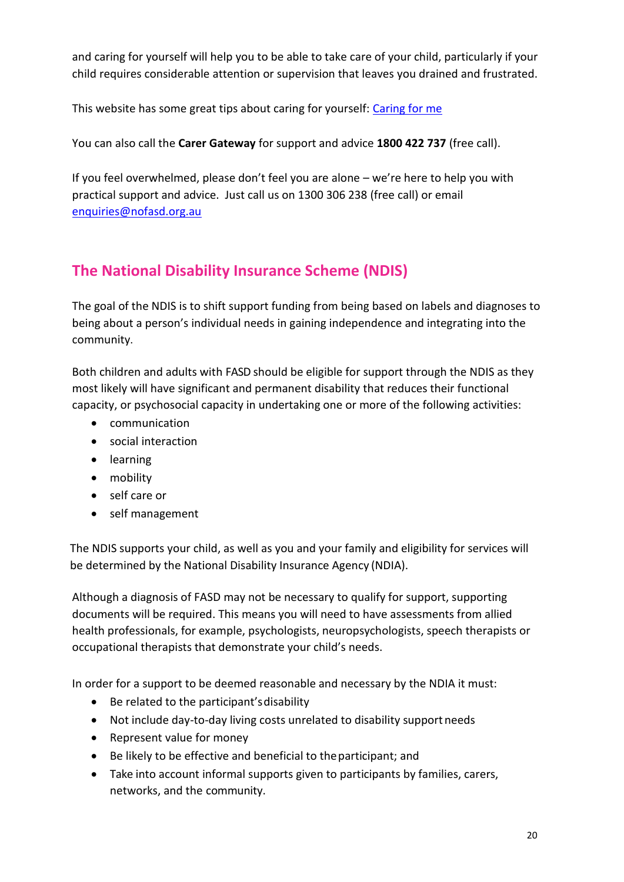and caring for yourself will help you to be able to take care of your child, particularly if your child requires considerable attention or supervision that leaves you drained and frustrated.

This website has some great tips about caring for yourself: [Caring for me]

You can also call the **Carer Gateway** for support and advice **1800 422 737** (free call).

If you feel overwhelmed, please don't feel you are alone – we're here to help you with practical support and advice. Just call us on 1300 306 238 (free call) or email enquiries@nofasd.org.au

## The National Disability Insurance Scheme (NDIS)

The goal of the NDIS is to shift support funding from being based on labels and diagnoses to being about a person's individual needs in gaining independence and integrating into the community.

Both children and adults with FASD should be eligible for support through the NDIS as they most likely will have significant and permanent disability that reduces their functional capacity, or psychosocial capacity in undertaking one or more of the following activities:

- communication
- social interaction
- learning
- mobility
- self care or
- self management

The NDIS supports your child, as well as you and your family and eligibility for services will be determined by the National Disability Insurance Agency (NDIA).

Although a diagnosis of FASD may not be necessary to qualify for support, supporting documents will be required. This means you will need to have assessments from allied health professionals, for example, psychologists, neuropsychologists, speech therapists or occupational therapists that demonstrate your child's needs.

In order for a support to be deemed reasonable and necessary by the NDIA it must:

- Be related to the participant's disability
- Not include day-to-day living costs unrelated to disability support needs
- Represent value for money
- Be likely to be effective and beneficial to the participant; and
- Take into account informal supports given to participants by families, carers, networks, and the community.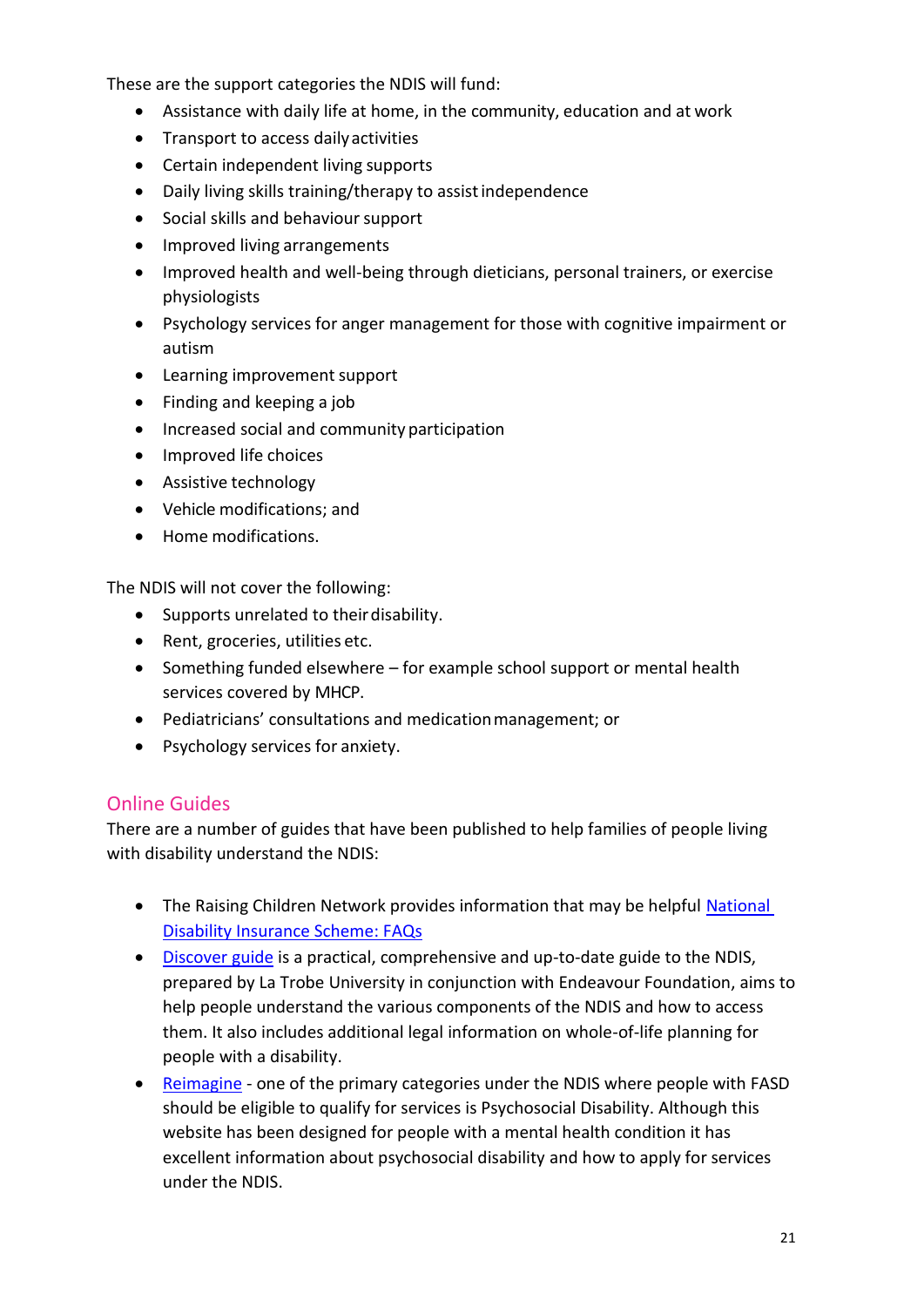These are the support categories the NDIS will fund:

- Assistance with daily life at home, in the community, education and at work
- Transport to access daily activities
- Certain independent living supports
- Daily living skills training/therapy to assist independence
- Social skills and behaviour support
- Improved living arrangements
- Improved health and well-being through dieticians, personal trainers, or exercise physiologists
- Psychology services for anger management for those with cognitive impairment or autism
- Learning improvement support
- Finding and keeping a job
- Increased social and community participation
- Improved life choices
- Assistive technology
- Vehicle modifications; and
- Home modifications.

The NDIS will not cover the following:

- Supports unrelated to their disability.
- Rent, groceries, utilities etc.
- Something funded elsewhere – for example school support or mental health services covered by MHCP.
- Pediatricians' consultations and medication management; or
- Psychology services for anxiety.

## Online Guides

There are a number of guides that have been published to help families of people living with disability understand the NDIS:

- The Raising Children Network provides information that may be helpful National Disability Insurance Scheme: FAQs
- Discover guide is a practical, comprehensive and up-to-date guide to the NDIS, prepared by La Trobe University in conjunction with Endeavour Foundation, aims to help people understand the various components of the NDIS and how to access them. It also includes additional legal information on whole-of-life planning for people with a disability.
- Reimagine - one of the primary categories under the NDIS where people with FASD should be eligible to qualify for services is Psychosocial Disability. Although this website has been designed for people with a mental health condition it has excellent information about psychosocial disability and how to apply for services under the NDIS.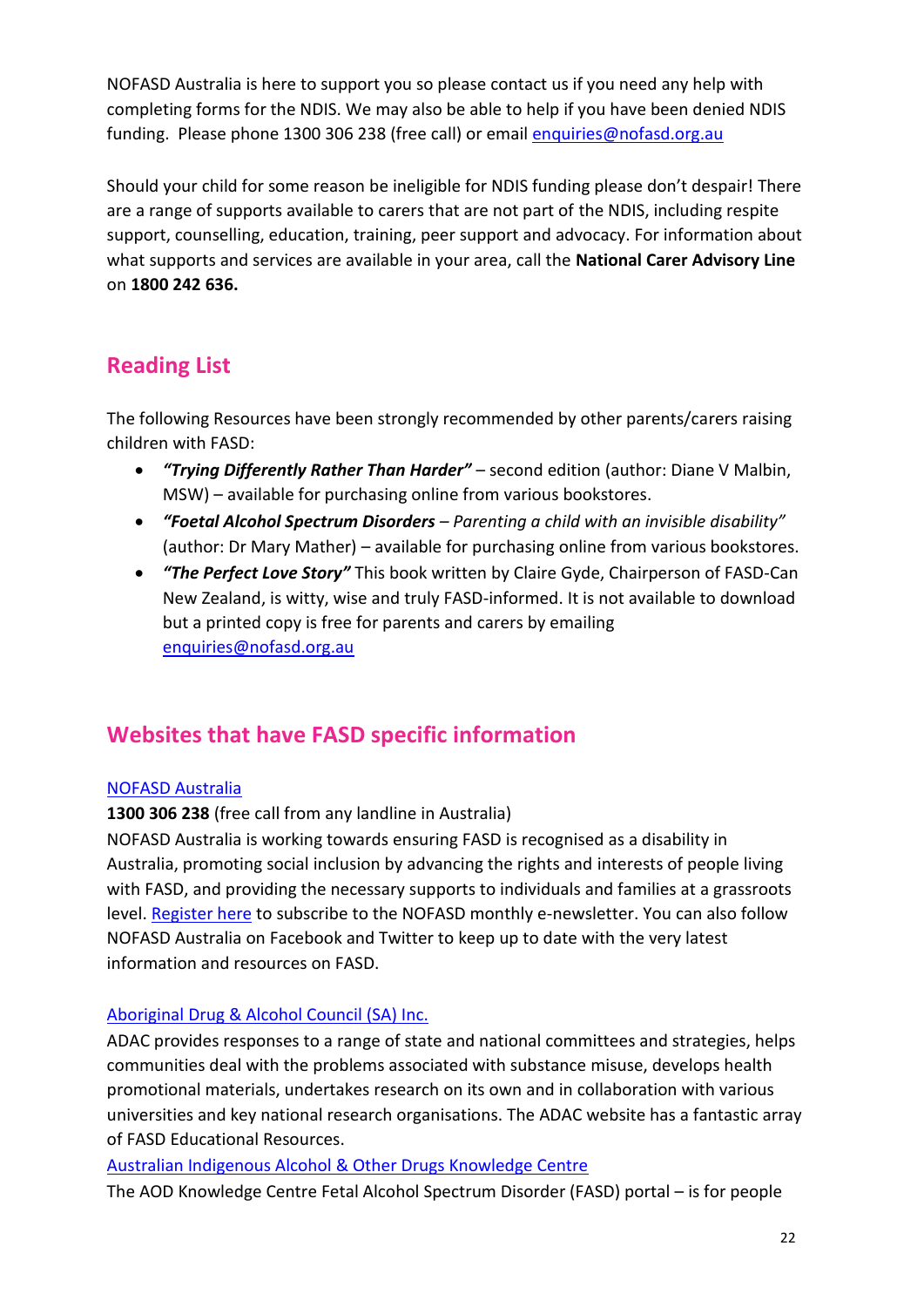NOFASD Australia is here to support you so please contact us if you need any help with completing forms for the NDIS. We may also be able to help if you have been denied NDIS funding. Please phone 1300 306 238 (free call) or email enquiries@nofasd.org.au

Should your child for some reason be ineligible for NDIS funding please don't despair! There are a range of supports available to carers that are not part of the NDIS, including respite support, counselling, education, training, peer support and advocacy. For information about what supports and services are available in your area, call the **National Carer Advisory Line** on **1800 242 636.**

## Reading List

The following Resources have been strongly recommended by other parents/carers raising children with FASD:

- ***"Trying Differently Rather Than Harder"*** – second edition (author: Diane V Malbin, MSW) – available for purchasing online from various bookstores.
- ***"Foetal Alcohol Spectrum Disorders*** *– Parenting a child with an invisible disability"* (author: Dr Mary Mather) – available for purchasing online from various bookstores.
- ***"The Perfect Love Story"*** This book written by Claire Gyde, Chairperson of FASD-Can New Zealand, is witty, wise and truly FASD-informed. It is not available to download but a printed copy is free for parents and carers by emailing enquiries@nofasd.org.au

## Websites that have FASD specific information

NOFASD Australia

**1300 306 238** (free call from any landline in Australia)

NOFASD Australia is working towards ensuring FASD is recognised as a disability in Australia, promoting social inclusion by advancing the rights and interests of people living with FASD, and providing the necessary supports to individuals and families at a grassroots level. Register here to subscribe to the NOFASD monthly e-newsletter. You can also follow NOFASD Australia on Facebook and Twitter to keep up to date with the very latest information and resources on FASD.

Aboriginal Drug & Alcohol Council (SA) Inc.

ADAC provides responses to a range of state and national committees and strategies, helps communities deal with the problems associated with substance misuse, develops health promotional materials, undertakes research on its own and in collaboration with various universities and key national research organisations. The ADAC website has a fantastic array of FASD Educational Resources.

Australian Indigenous Alcohol & Other Drugs Knowledge Centre

The AOD Knowledge Centre Fetal Alcohol Spectrum Disorder (FASD) portal – is for people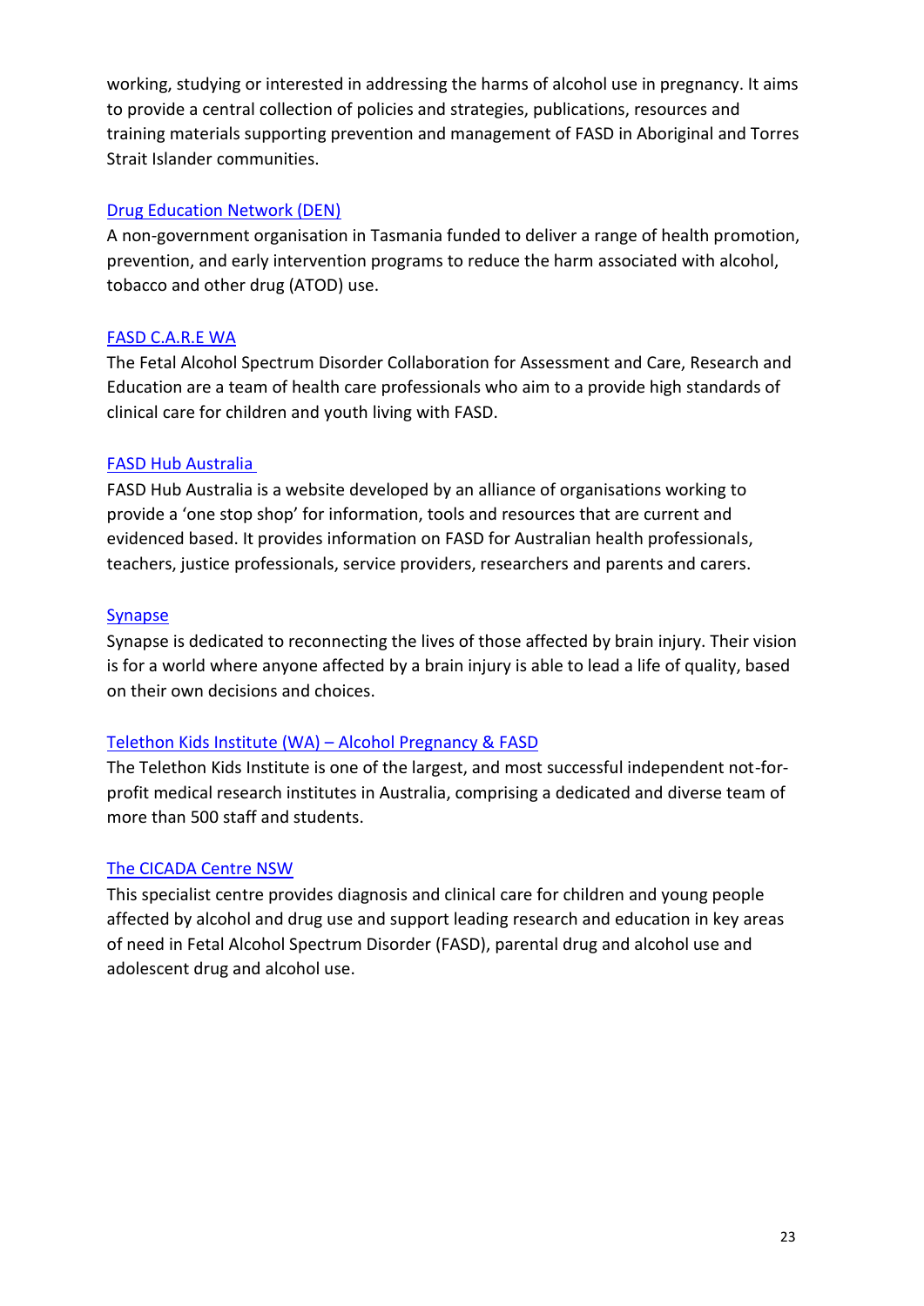working, studying or interested in addressing the harms of alcohol use in pregnancy. It aims to provide a central collection of policies and strategies, publications, resources and training materials supporting prevention and management of FASD in Aboriginal and Torres Strait Islander communities.

[Drug Education Network (DEN)]

A non-government organisation in Tasmania funded to deliver a range of health promotion, prevention, and early intervention programs to reduce the harm associated with alcohol, tobacco and other drug (ATOD) use.

[FASD C.A.R.E WA]

The Fetal Alcohol Spectrum Disorder Collaboration for Assessment and Care, Research and Education are a team of health care professionals who aim to a provide high standards of clinical care for children and youth living with FASD.

[FASD Hub Australia]

FASD Hub Australia is a website developed by an alliance of organisations working to provide a 'one stop shop' for information, tools and resources that are current and evidenced based. It provides information on FASD for Australian health professionals, teachers, justice professionals, service providers, researchers and parents and carers.

[Synapse]

Synapse is dedicated to reconnecting the lives of those affected by brain injury. Their vision is for a world where anyone affected by a brain injury is able to lead a life of quality, based on their own decisions and choices.

[Telethon Kids Institute (WA) – Alcohol Pregnancy & FASD]

The Telethon Kids Institute is one of the largest, and most successful independent not-for-profit medical research institutes in Australia, comprising a dedicated and diverse team of more than 500 staff and students.

[The CICADA Centre NSW]

This specialist centre provides diagnosis and clinical care for children and young people affected by alcohol and drug use and support leading research and education in key areas of need in Fetal Alcohol Spectrum Disorder (FASD), parental drug and alcohol use and adolescent drug and alcohol use.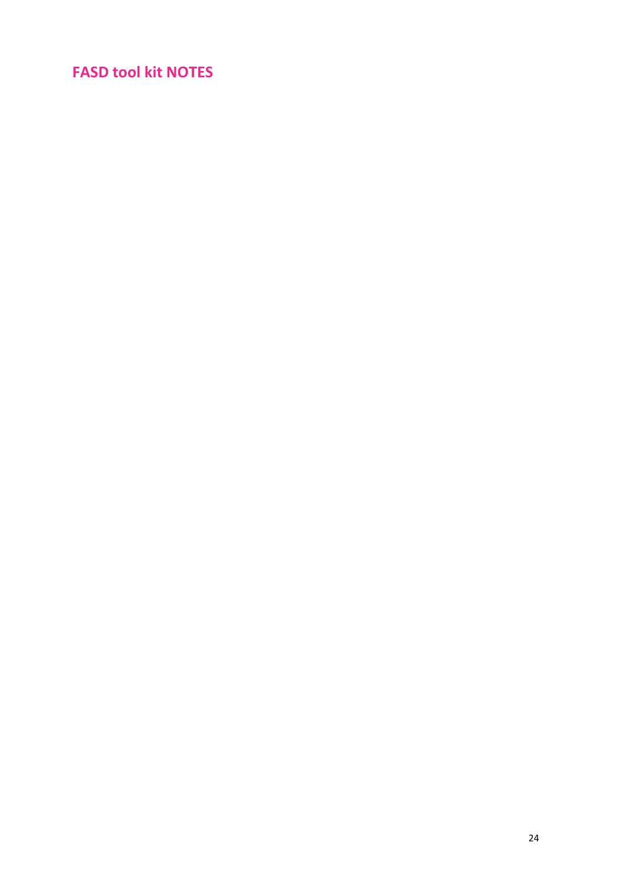## FASD tool kit NOTES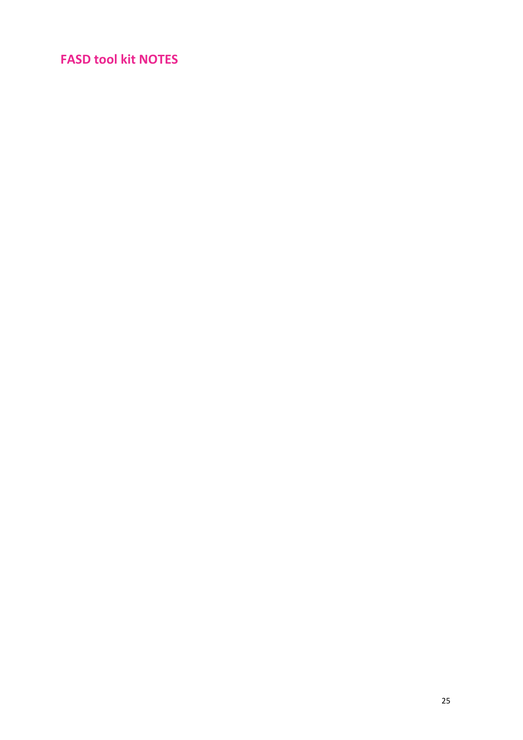## FASD tool kit NOTES